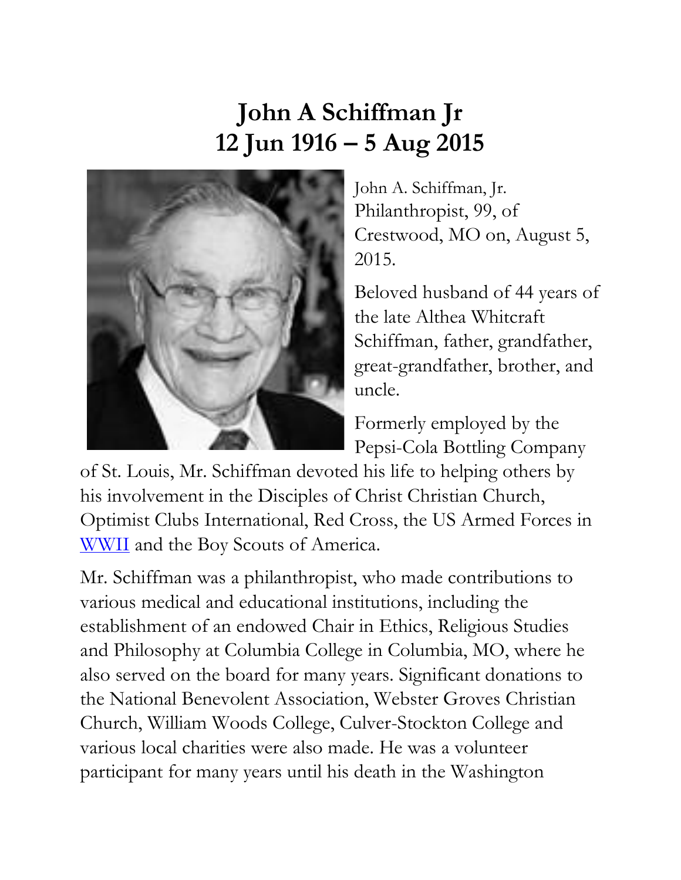# John A Schiffman Jr
# 12 Jun 1916 – 5 Aug 2015

John A. Schiffman, Jr. Philanthropist, 99, of Crestwood, MO on, August 5, 2015.

Beloved husband of 44 years of the late Althea Whitcraft Schiffman, father, grandfather, great-grandfather, brother, and uncle.

Formerly employed by the Pepsi-Cola Bottling Company of St. Louis, Mr. Schiffman devoted his life to helping others by his involvement in the Disciples of Christ Christian Church, Optimist Clubs International, Red Cross, the US Armed Forces in WWII and the Boy Scouts of America.

Mr. Schiffman was a philanthropist, who made contributions to various medical and educational institutions, including the establishment of an endowed Chair in Ethics, Religious Studies and Philosophy at Columbia College in Columbia, MO, where he also served on the board for many years. Significant donations to the National Benevolent Association, Webster Groves Christian Church, William Woods College, Culver-Stockton College and various local charities were also made. He was a volunteer participant for many years until his death in the Washington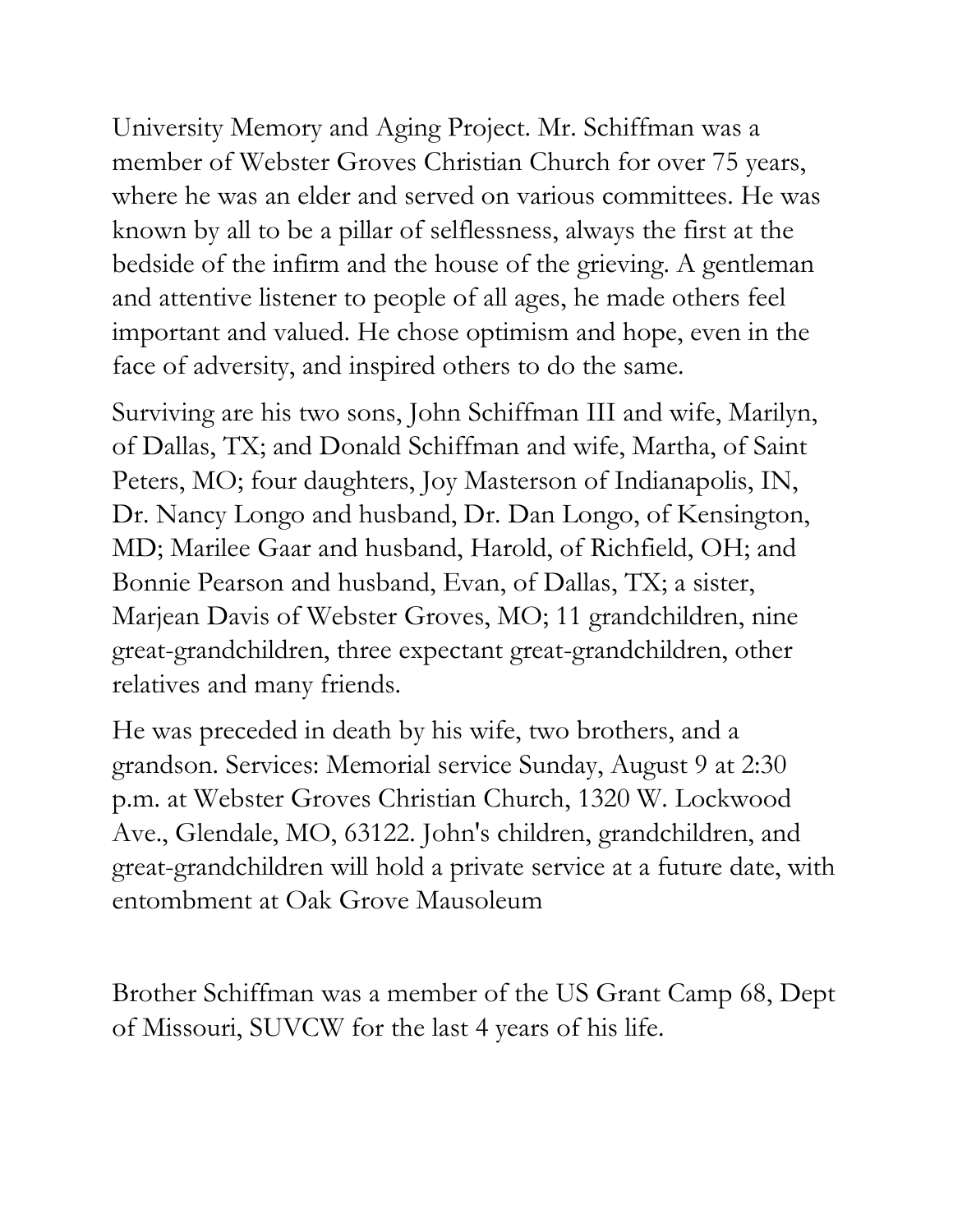University Memory and Aging Project. Mr. Schiffman was a member of Webster Groves Christian Church for over 75 years, where he was an elder and served on various committees. He was known by all to be a pillar of selflessness, always the first at the bedside of the infirm and the house of the grieving. A gentleman and attentive listener to people of all ages, he made others feel important and valued. He chose optimism and hope, even in the face of adversity, and inspired others to do the same.

Surviving are his two sons, John Schiffman III and wife, Marilyn, of Dallas, TX; and Donald Schiffman and wife, Martha, of Saint Peters, MO; four daughters, Joy Masterson of Indianapolis, IN, Dr. Nancy Longo and husband, Dr. Dan Longo, of Kensington, MD; Marilee Gaar and husband, Harold, of Richfield, OH; and Bonnie Pearson and husband, Evan, of Dallas, TX; a sister, Marjean Davis of Webster Groves, MO; 11 grandchildren, nine great-grandchildren, three expectant great-grandchildren, other relatives and many friends.

He was preceded in death by his wife, two brothers, and a grandson. Services: Memorial service Sunday, August 9 at 2:30 p.m. at Webster Groves Christian Church, 1320 W. Lockwood Ave., Glendale, MO, 63122. John's children, grandchildren, and great-grandchildren will hold a private service at a future date, with entombment at Oak Grove Mausoleum

Brother Schiffman was a member of the US Grant Camp 68, Dept of Missouri, SUVCW for the last 4 years of his life.